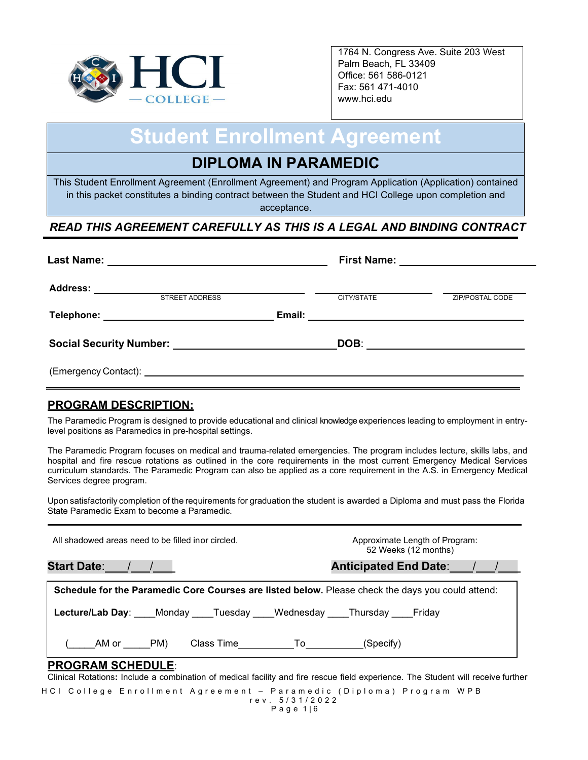HCI COLLEGE

1764 N. Congress Ave. Suite 203 West Palm Beach, FL 33409
Office: 561 586-0121
Fax: 561 471-4010
www.hci.edu

# Student Enrollment Agreement

## DIPLOMA IN PARAMEDIC

This Student Enrollment Agreement (Enrollment Agreement) and Program Application (Application) contained in this packet constitutes a binding contract between the Student and HCI College upon completion and acceptance.

***READ THIS AGREEMENT CAREFULLY AS THIS IS A LEGAL AND BINDING CONTRACT***

**Last Name:** ______________________ **First Name:** ______________________

**Address:** ______________________ ______________________ ______________________
STREET ADDRESS CITY/STATE ZIP/POSTAL CODE

**Telephone:** ______________________ **Email:** ______________________

**Social Security Number:** ______________________ **DOB**: ______________________

(Emergency Contact): ______________________

## PROGRAM DESCRIPTION:

The Paramedic Program is designed to provide educational and clinical knowledge experiences leading to employment in entry-level positions as Paramedics in pre-hospital settings.

The Paramedic Program focuses on medical and trauma-related emergencies. The program includes lecture, skills labs, and hospital and fire rescue rotations as outlined in the core requirements in the most current Emergency Medical Services curriculum standards. The Paramedic Program can also be applied as a core requirement in the A.S. in Emergency Medical Services degree program.

Upon satisfactorily completion of the requirements for graduation the student is awarded a Diploma and must pass the Florida State Paramedic Exam to become a Paramedic.

All shadowed areas need to be filled in or circled.

Approximate Length of Program: 52 Weeks (12 months)

**Start Date**:___/___/___ **Anticipated End Date**:___/___/___

**Schedule for the Paramedic Core Courses are listed below.** Please check the days you could attend:

**Lecture/Lab Day**: ____Monday ____Tuesday ____Wednesday ____Thursday ____Friday

(_____AM or _____PM) Class Time__________To__________(Specify)

## PROGRAM SCHEDULE:

Clinical Rotations**:** Include a combination of medical facility and fire rescue field experience. The Student will receive further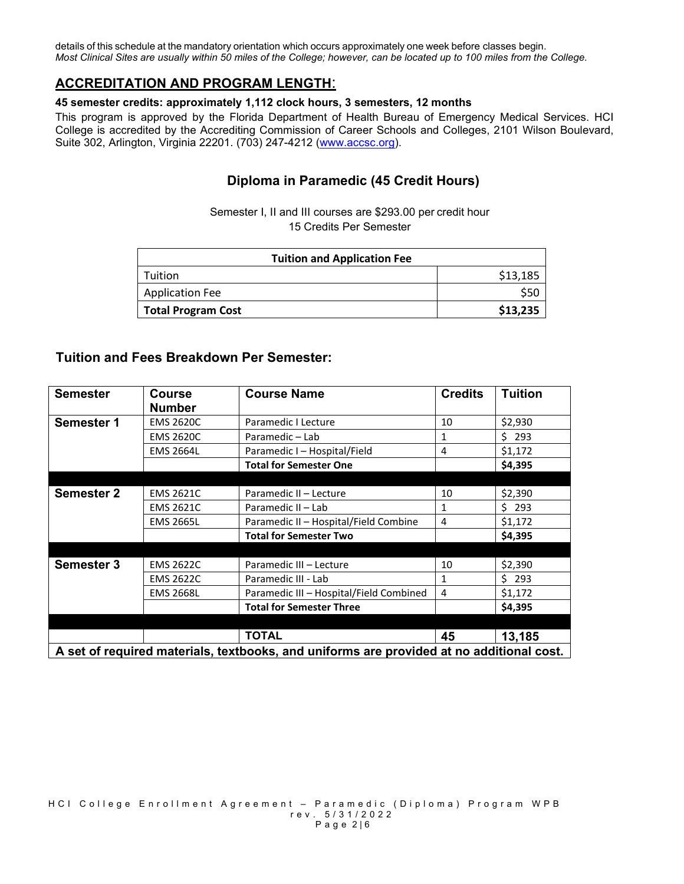details of this schedule at the mandatory orientation which occurs approximately one week before classes begin.
*Most Clinical Sites are usually within 50 miles of the College; however, can be located up to 100 miles from the College.*

## ACCREDITATION AND PROGRAM LENGTH:

**45 semester credits: approximately 1,112 clock hours, 3 semesters, 12 months**

This program is approved by the Florida Department of Health Bureau of Emergency Medical Services. HCI College is accredited by the Accrediting Commission of Career Schools and Colleges, 2101 Wilson Boulevard, Suite 302, Arlington, Virginia 22201. (703) 247-4212 (www.accsc.org).

### Diploma in Paramedic (45 Credit Hours)

Semester I, II and III courses are $293.00 per credit hour
15 Credits Per Semester

| Tuition and Application Fee | |
|---|---|
| Tuition | $13,185 |
| Application Fee | $50 |
| **Total Program Cost** | **$13,235** |

### Tuition and Fees Breakdown Per Semester:

| Semester | Course Number | Course Name | Credits | Tuition |
|---|---|---|---|---|
| **Semester 1** | EMS 2620C | Paramedic I Lecture | 10 | $2,930 |
| | EMS 2620C | Paramedic – Lab | 1 | $ 293 |
| | EMS 2664L | Paramedic I – Hospital/Field | 4 | $1,172 |
| | | **Total for Semester One** | | **$4,395** |
| | | | | |
| **Semester 2** | EMS 2621C | Paramedic II – Lecture | 10 | $2,390 |
| | EMS 2621C | Paramedic II – Lab | 1 | $ 293 |
| | EMS 2665L | Paramedic II – Hospital/Field Combine | 4 | $1,172 |
| | | **Total for Semester Two** | | **$4,395** |
| | | | | |
| **Semester 3** | EMS 2622C | Paramedic III – Lecture | 10 | $2,390 |
| | EMS 2622C | Paramedic III - Lab | 1 | $ 293 |
| | EMS 2668L | Paramedic III – Hospital/Field Combined | 4 | $1,172 |
| | | **Total for Semester Three** | | **$4,395** |
| | | | | |
| | | **TOTAL** | **45** | **13,185** |
| **A set of required materials, textbooks, and uniforms are provided at no additional cost.** | | | | |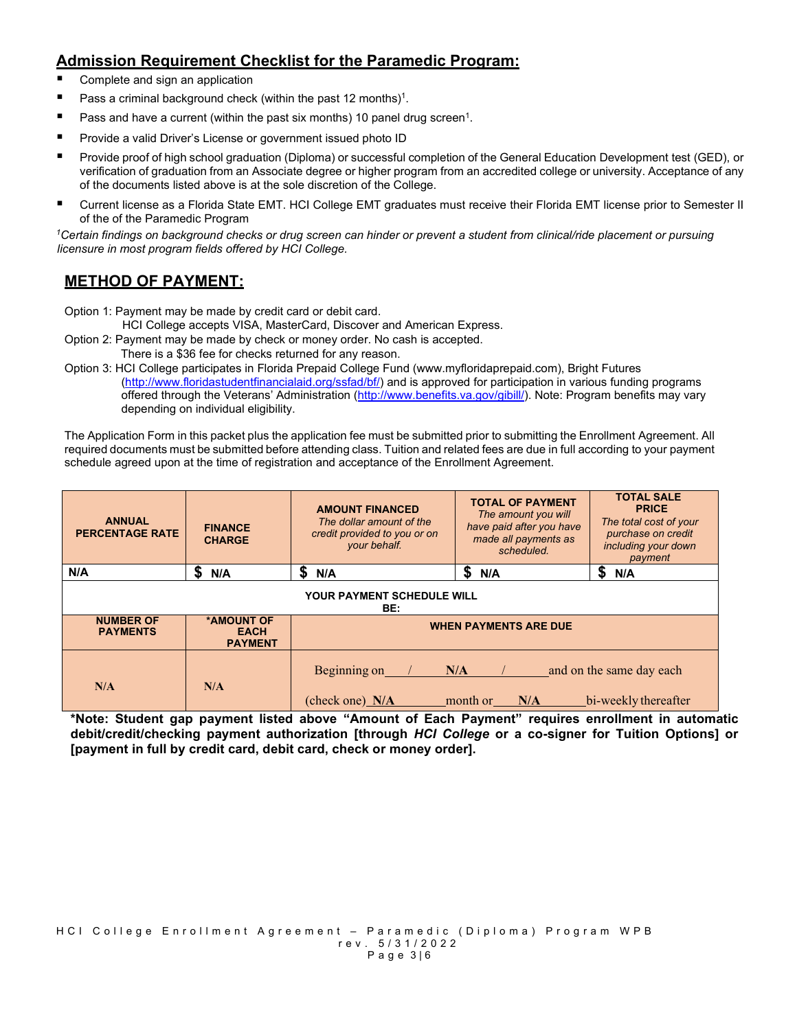## Admission Requirement Checklist for the Paramedic Program:

- Complete and sign an application
- Pass a criminal background check (within the past 12 months)[1].
- Pass and have a current (within the past six months) 10 panel drug screen[1].
- Provide a valid Driver's License or government issued photo ID
- Provide proof of high school graduation (Diploma) or successful completion of the General Education Development test (GED), or verification of graduation from an Associate degree or higher program from an accredited college or university. Acceptance of any of the documents listed above is at the sole discretion of the College.
- Current license as a Florida State EMT. HCI College EMT graduates must receive their Florida EMT license prior to Semester II of the of the Paramedic Program

*[1]Certain findings on background checks or drug screen can hinder or prevent a student from clinical/ride placement or pursuing licensure in most program fields offered by HCI College.*

## METHOD OF PAYMENT:

Option 1: Payment may be made by credit card or debit card.
HCI College accepts VISA, MasterCard, Discover and American Express.

Option 2: Payment may be made by check or money order. No cash is accepted.
There is a $36 fee for checks returned for any reason.

Option 3: HCI College participates in Florida Prepaid College Fund (www.myfloridaprepaid.com), Bright Futures (http://www.floridastudentfinancialaid.org/ssfad/bf/) and is approved for participation in various funding programs offered through the Veterans' Administration (http://www.benefits.va.gov/gibill/). Note: Program benefits may vary depending on individual eligibility.

The Application Form in this packet plus the application fee must be submitted prior to submitting the Enrollment Agreement. All required documents must be submitted before attending class. Tuition and related fees are due in full according to your payment schedule agreed upon at the time of registration and acceptance of the Enrollment Agreement.

| **ANNUAL PERCENTAGE RATE** | **FINANCE CHARGE** | **AMOUNT FINANCED** *The dollar amount of the credit provided to you or on your behalf.* | **TOTAL OF PAYMENT** *The amount you will have paid after you have made all payments as scheduled.* | **TOTAL SALE PRICE** *The total cost of your purchase on credit including your down payment* |
|---|---|---|---|---|
| N/A | $ N/A | $ N/A | $ N/A | $ N/A |
| | | **YOUR PAYMENT SCHEDULE WILL BE:** | | |
| **NUMBER OF PAYMENTS** | ***AMOUNT OF EACH PAYMENT** | **WHEN PAYMENTS ARE DUE** | | |
| N/A | N/A | Beginning on ___/___N/A___/___ and on the same day each (check one) N/A month or N/A bi-weekly thereafter | | |

**\*Note: Student gap payment listed above "Amount of Each Payment" requires enrollment in automatic debit/credit/checking payment authorization [through *HCI College* or a co-signer for Tuition Options] or [payment in full by credit card, debit card, check or money order].**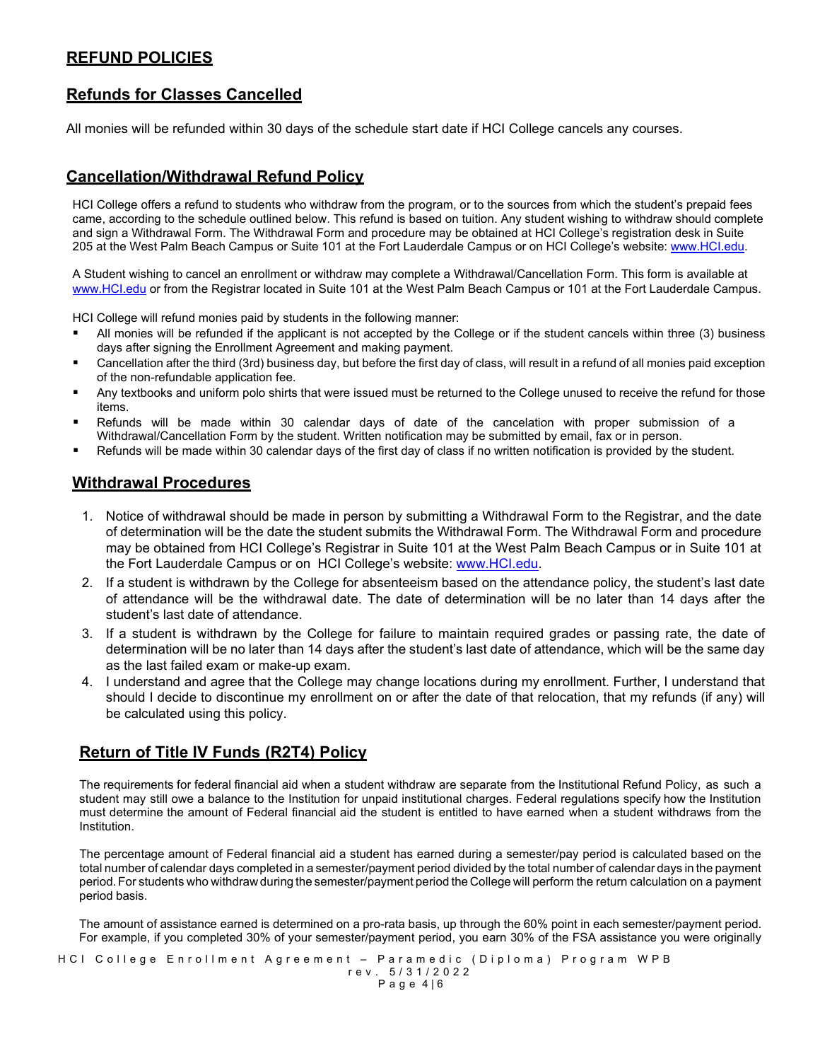## REFUND POLICIES

### Refunds for Classes Cancelled

All monies will be refunded within 30 days of the schedule start date if HCI College cancels any courses.

### Cancellation/Withdrawal Refund Policy

HCI College offers a refund to students who withdraw from the program, or to the sources from which the student's prepaid fees came, according to the schedule outlined below. This refund is based on tuition. Any student wishing to withdraw should complete and sign a Withdrawal Form. The Withdrawal Form and procedure may be obtained at HCI College's registration desk in Suite 205 at the West Palm Beach Campus or Suite 101 at the Fort Lauderdale Campus or on HCI College's website: www.HCI.edu.

A Student wishing to cancel an enrollment or withdraw may complete a Withdrawal/Cancellation Form. This form is available at www.HCI.edu or from the Registrar located in Suite 101 at the West Palm Beach Campus or 101 at the Fort Lauderdale Campus.

HCI College will refund monies paid by students in the following manner:

- All monies will be refunded if the applicant is not accepted by the College or if the student cancels within three (3) business days after signing the Enrollment Agreement and making payment.
- Cancellation after the third (3rd) business day, but before the first day of class, will result in a refund of all monies paid exception of the non-refundable application fee.
- Any textbooks and uniform polo shirts that were issued must be returned to the College unused to receive the refund for those items.
- Refunds will be made within 30 calendar days of date of the cancelation with proper submission of a Withdrawal/Cancellation Form by the student. Written notification may be submitted by email, fax or in person.
- Refunds will be made within 30 calendar days of the first day of class if no written notification is provided by the student.

### Withdrawal Procedures

1. Notice of withdrawal should be made in person by submitting a Withdrawal Form to the Registrar, and the date of determination will be the date the student submits the Withdrawal Form. The Withdrawal Form and procedure may be obtained from HCI College's Registrar in Suite 101 at the West Palm Beach Campus or in Suite 101 at the Fort Lauderdale Campus or on HCI College's website: www.HCI.edu.
2. If a student is withdrawn by the College for absenteeism based on the attendance policy, the student's last date of attendance will be the withdrawal date. The date of determination will be no later than 14 days after the student's last date of attendance.
3. If a student is withdrawn by the College for failure to maintain required grades or passing rate, the date of determination will be no later than 14 days after the student's last date of attendance, which will be the same day as the last failed exam or make-up exam.
4. I understand and agree that the College may change locations during my enrollment. Further, I understand that should I decide to discontinue my enrollment on or after the date of that relocation, that my refunds (if any) will be calculated using this policy.

### Return of Title IV Funds (R2T4) Policy

The requirements for federal financial aid when a student withdraw are separate from the Institutional Refund Policy, as such a student may still owe a balance to the Institution for unpaid institutional charges. Federal regulations specify how the Institution must determine the amount of Federal financial aid the student is entitled to have earned when a student withdraws from the Institution.

The percentage amount of Federal financial aid a student has earned during a semester/pay period is calculated based on the total number of calendar days completed in a semester/payment period divided by the total number of calendar days in the payment period. For students who withdraw during the semester/payment period the College will perform the return calculation on a payment period basis.

The amount of assistance earned is determined on a pro-rata basis, up through the 60% point in each semester/payment period. For example, if you completed 30% of your semester/payment period, you earn 30% of the FSA assistance you were originally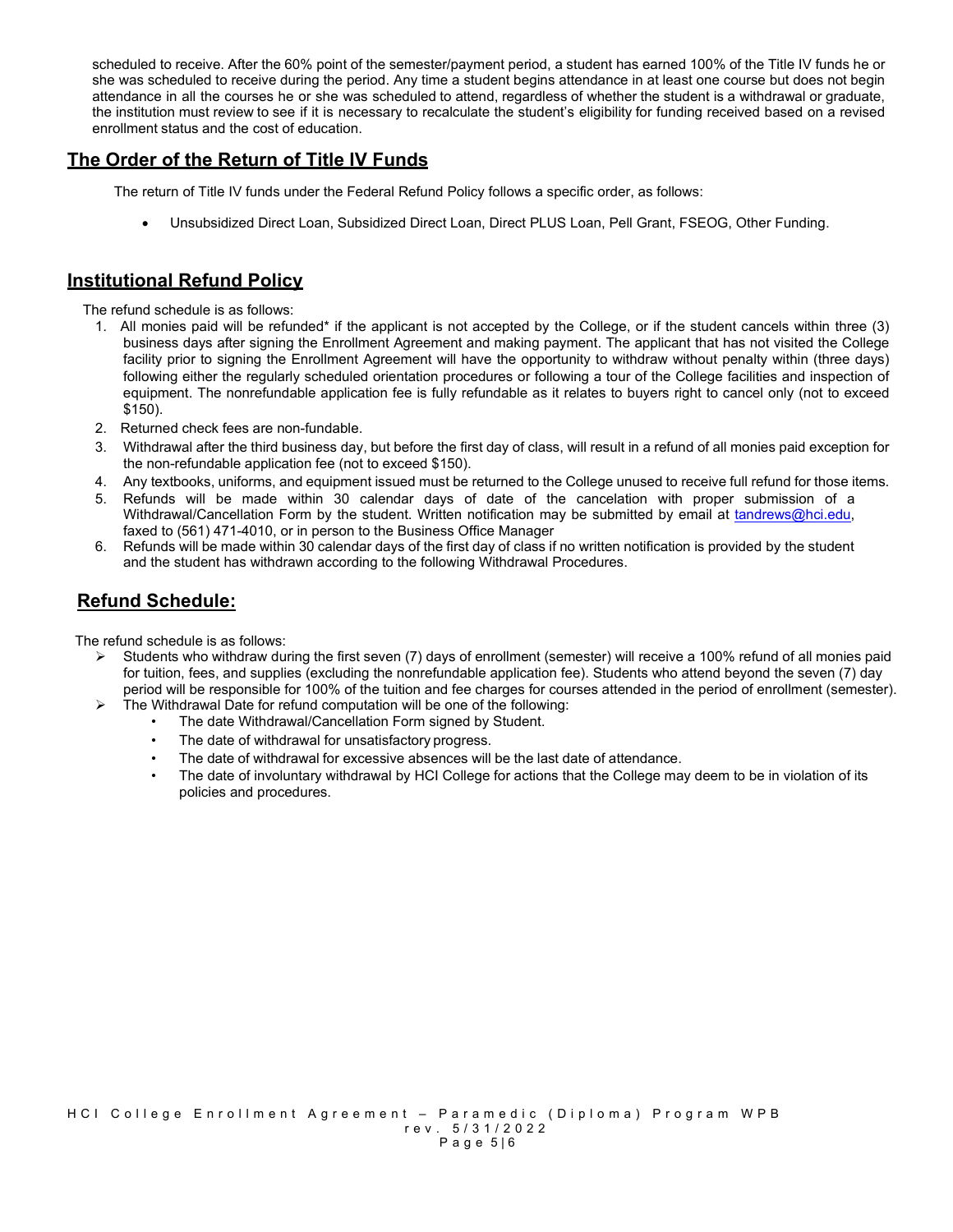scheduled to receive. After the 60% point of the semester/payment period, a student has earned 100% of the Title IV funds he or she was scheduled to receive during the period. Any time a student begins attendance in at least one course but does not begin attendance in all the courses he or she was scheduled to attend, regardless of whether the student is a withdrawal or graduate, the institution must review to see if it is necessary to recalculate the student's eligibility for funding received based on a revised enrollment status and the cost of education.

## The Order of the Return of Title IV Funds

The return of Title IV funds under the Federal Refund Policy follows a specific order, as follows:

- Unsubsidized Direct Loan, Subsidized Direct Loan, Direct PLUS Loan, Pell Grant, FSEOG, Other Funding.

## Institutional Refund Policy

The refund schedule is as follows:

1. All monies paid will be refunded* if the applicant is not accepted by the College, or if the student cancels within three (3) business days after signing the Enrollment Agreement and making payment. The applicant that has not visited the College facility prior to signing the Enrollment Agreement will have the opportunity to withdraw without penalty within (three days) following either the regularly scheduled orientation procedures or following a tour of the College facilities and inspection of equipment. The nonrefundable application fee is fully refundable as it relates to buyers right to cancel only (not to exceed $150).
2. Returned check fees are non-fundable.
3. Withdrawal after the third business day, but before the first day of class, will result in a refund of all monies paid exception for the non-refundable application fee (not to exceed $150).
4. Any textbooks, uniforms, and equipment issued must be returned to the College unused to receive full refund for those items.
5. Refunds will be made within 30 calendar days of date of the cancelation with proper submission of a Withdrawal/Cancellation Form by the student. Written notification may be submitted by email at tandrews@hci.edu, faxed to (561) 471-4010, or in person to the Business Office Manager
6. Refunds will be made within 30 calendar days of the first day of class if no written notification is provided by the student and the student has withdrawn according to the following Withdrawal Procedures.

## Refund Schedule:

The refund schedule is as follows:

- Students who withdraw during the first seven (7) days of enrollment (semester) will receive a 100% refund of all monies paid for tuition, fees, and supplies (excluding the nonrefundable application fee). Students who attend beyond the seven (7) day period will be responsible for 100% of the tuition and fee charges for courses attended in the period of enrollment (semester).
- The Withdrawal Date for refund computation will be one of the following:
  - The date Withdrawal/Cancellation Form signed by Student.
  - The date of withdrawal for unsatisfactory progress.
  - The date of withdrawal for excessive absences will be the last date of attendance.
  - The date of involuntary withdrawal by HCI College for actions that the College may deem to be in violation of its policies and procedures.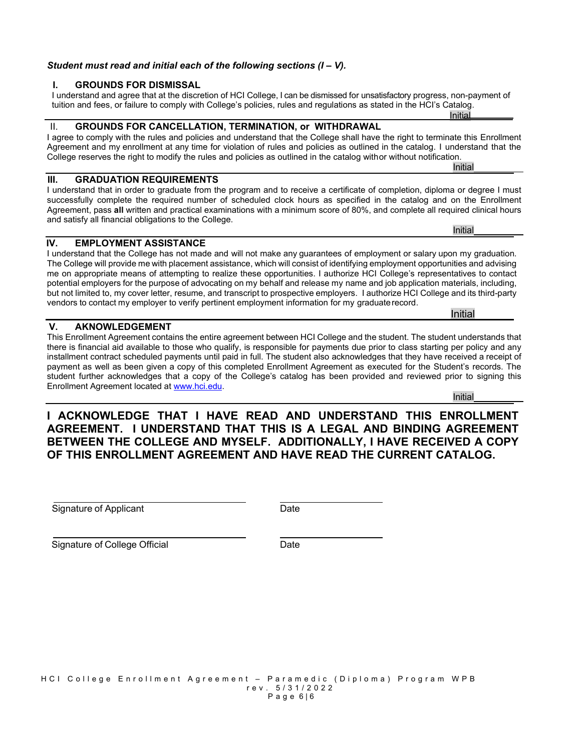***Student must read and initial each of the following sections (I – V).***

## I. GROUNDS FOR DISMISSAL

I understand and agree that at the discretion of HCI College, I can be dismissed for unsatisfactory progress, non-payment of tuition and fees, or failure to comply with College's policies, rules and regulations as stated in the HCI's Catalog.

Initial________

## II. GROUNDS FOR CANCELLATION, TERMINATION, or WITHDRAWAL

I agree to comply with the rules and policies and understand that the College shall have the right to terminate this Enrollment Agreement and my enrollment at any time for violation of rules and policies as outlined in the catalog. I understand that the College reserves the right to modify the rules and policies as outlined in the catalog withor without notification.

Initial________

## III. GRADUATION REQUIREMENTS

I understand that in order to graduate from the program and to receive a certificate of completion, diploma or degree I must successfully complete the required number of scheduled clock hours as specified in the catalog and on the Enrollment Agreement, pass **all** written and practical examinations with a minimum score of 80%, and complete all required clinical hours and satisfy all financial obligations to the College.

Initial________

## IV. EMPLOYMENT ASSISTANCE

I understand that the College has not made and will not make any guarantees of employment or salary upon my graduation. The College will provide me with placement assistance, which will consist of identifying employment opportunities and advising me on appropriate means of attempting to realize these opportunities. I authorize HCI College's representatives to contact potential employers for the purpose of advocating on my behalf and release my name and job application materials, including, but not limited to, my cover letter, resume, and transcript to prospective employers. I authorize HCI College and its third-party vendors to contact my employer to verify pertinent employment information for my graduate record.

Initial________

## V. AKNOWLEDGEMENT

This Enrollment Agreement contains the entire agreement between HCI College and the student. The student understands that there is financial aid available to those who qualify, is responsible for payments due prior to class starting per policy and any installment contract scheduled payments until paid in full. The student also acknowledges that they have received a receipt of payment as well as been given a copy of this completed Enrollment Agreement as executed for the Student's records. The student further acknowledges that a copy of the College's catalog has been provided and reviewed prior to signing this Enrollment Agreement located at [www.hci.edu](http://www.hci.edu).

Initial________

**I ACKNOWLEDGE THAT I HAVE READ AND UNDERSTAND THIS ENROLLMENT AGREEMENT. I UNDERSTAND THAT THIS IS A LEGAL AND BINDING AGREEMENT BETWEEN THE COLLEGE AND MYSELF. ADDITIONALLY, I HAVE RECEIVED A COPY OF THIS ENROLLMENT AGREEMENT AND HAVE READ THE CURRENT CATALOG.**

______________________________ ______________
Signature of Applicant Date

______________________________ ______________
Signature of College Official Date

HCI College Enrollment Agreement – Paramedic (Diploma) Program WPB
rev. 5/31/2022